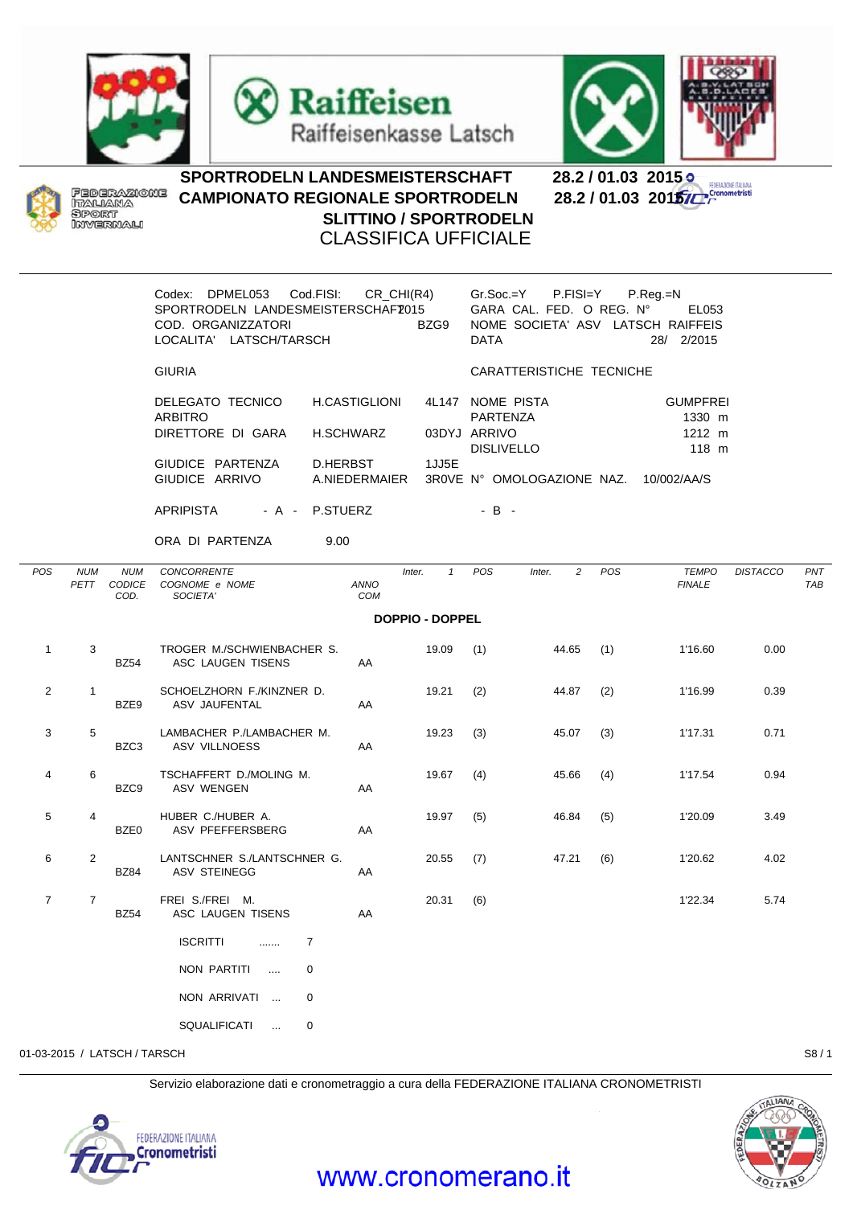## SPORTRODELN LANDESMEISTERSCHAFT 28.2 / 01.03 2015
## CAMPIONATO REGIONALE SPORTRODELN 28.2 / 01.03 2015
## SLITTINO / SPORTRODELN
## CLASSIFICA UFFICIALE

FEDERAZIONE ITALIANA SPORT INVERNALI

| | | | |
|---|---|---|---|
| Codex: DPMEL053 | Cod.FISI: CR_CHI(R4) | Gr.Soc.=Y P.FISI=Y | P.Reg.=N |
| SPORTRODELN LANDESMEISTERSCHAFT 2015 | | GARA CAL. FED. O REG. N° | EL053 |
| COD. ORGANIZZATORI | BZG9 | NOME SOCIETA' ASV LATSCH RAIFFEIS | |
| LOCALITA' LATSCH/TARSCH | | DATA | 28/ 2/2015 |

| GIURIA | | | CARATTERISTICHE TECNICHE | |
|---|---|---|---|---|
| DELEGATO TECNICO | H.CASTIGLIONI | 4L147 | NOME PISTA | GUMPFREI |
| ARBITRO | | | PARTENZA | 1330 m |
| DIRETTORE DI GARA | H.SCHWARZ | 03DYJ | ARRIVO | 1212 m |
| | | | DISLIVELLO | 118 m |
| GIUDICE PARTENZA | D.HERBST | 1JJ5E | | |
| GIUDICE ARRIVO | A.NIEDERMAIER | 3R0VE | N° OMOLOGAZIONE NAZ. | 10/002/AA/S |
| APRIPISTA - A - | P.STUERZ | | - B - | |
| ORA DI PARTENZA | 9.00 | | | |

**DOPPIO - DOPPEL**

| POS | NUM PETT | NUM CODICE COD. | CONCORRENTE COGNOME e NOME SOCIETA' | ANNO COM | Inter. 1 | POS | Inter. 2 | POS | TEMPO FINALE | DISTACCO | PNT TAB |
|---|---|---|---|---|---|---|---|---|---|---|---|
| 1 | 3 | BZ54 | TROGER M./SCHWIENBACHER S. ASC LAUGEN TISENS | AA | 19.09 | (1) | 44.65 | (1) | 1'16.60 | 0.00 | |
| 2 | 1 | BZE9 | SCHOELZHORN F./KINZNER D. ASV JAUFENTAL | AA | 19.21 | (2) | 44.87 | (2) | 1'16.99 | 0.39 | |
| 3 | 5 | BZC3 | LAMBACHER P./LAMBACHER M. ASV VILLNOESS | AA | 19.23 | (3) | 45.07 | (3) | 1'17.31 | 0.71 | |
| 4 | 6 | BZC9 | TSCHAFFERT D./MOLING M. ASV WENGEN | AA | 19.67 | (4) | 45.66 | (4) | 1'17.54 | 0.94 | |
| 5 | 4 | BZE0 | HUBER C./HUBER A. ASV PFEFFERSBERG | AA | 19.97 | (5) | 46.84 | (5) | 1'20.09 | 3.49 | |
| 6 | 2 | BZ84 | LANTSCHNER S./LANTSCHNER G. ASV STEINEGG | AA | 20.55 | (7) | 47.21 | (6) | 1'20.62 | 4.02 | |
| 7 | 7 | BZ54 | FREI S./FREI M. ASC LAUGEN TISENS | AA | 20.31 | (6) | | | 1'22.34 | 5.74 | |

ISCRITTI ....... 7

NON PARTITI .... 0

NON ARRIVATI ... 0

SQUALIFICATI ... 0

01-03-2015 / LATSCH / TARSCH

Servizio elaborazione dati e cronometraggio a cura della FEDERAZIONE ITALIANA CRONOMETRISTI

www.cronomerano.it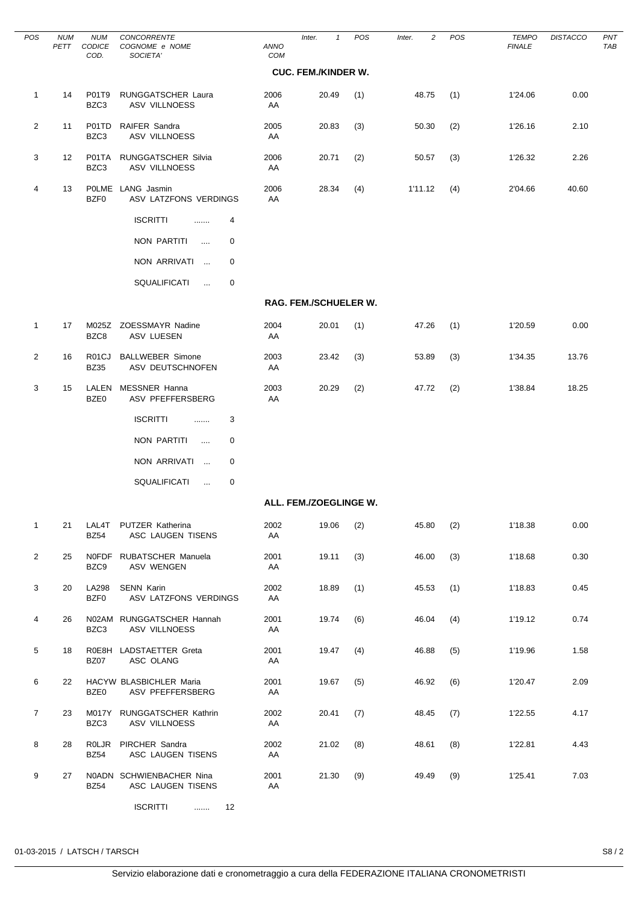| POS | NUM PETT | NUM CODICE COD. | CONCORRENTE COGNOME e NOME SOCIETA' | ANNO COM | Inter. 1 | POS | Inter. 2 | POS | TEMPO FINALE | DISTACCO | PNT TAB |
|---|---|---|---|---|---|---|---|---|---|---|---|
| | | | | **CUC. FEM./KINDER W.** | | | | | | | |
| 1 | 14 | P01T9 BZC3 | RUNGGATSCHER Laura ASV VILLNOESS | 2006 AA | 20.49 | (1) | 48.75 | (1) | 1'24.06 | 0.00 | |
| 2 | 11 | P01TD BZC3 | RAIFER Sandra ASV VILLNOESS | 2005 AA | 20.83 | (3) | 50.30 | (2) | 1'26.16 | 2.10 | |
| 3 | 12 | P01TA BZC3 | RUNGGATSCHER Silvia ASV VILLNOESS | 2006 AA | 20.71 | (2) | 50.57 | (3) | 1'26.32 | 2.26 | |
| 4 | 13 | P0LME BZF0 | LANG Jasmin ASV LATZFONS VERDINGS | 2006 AA | 28.34 | (4) | 1'11.12 | (4) | 2'04.66 | 40.60 | |
| | | | ISCRITTI ....... 4 | | | | | | | | |
| | | | NON PARTITI .... 0 | | | | | | | | |
| | | | NON ARRIVATI ... 0 | | | | | | | | |
| | | | SQUALIFICATI ... 0 | | | | | | | | |
| | | | | **RAG. FEM./SCHUELER W.** | | | | | | | |
| 1 | 17 | M025Z BZC8 | ZOESSMAYR Nadine ASV LUESEN | 2004 AA | 20.01 | (1) | 47.26 | (1) | 1'20.59 | 0.00 | |
| 2 | 16 | R01CJ BZ35 | BALLWEBER Simone ASV DEUTSCHNOFEN | 2003 AA | 23.42 | (3) | 53.89 | (3) | 1'34.35 | 13.76 | |
| 3 | 15 | LALEN BZE0 | MESSNER Hanna ASV PFEFFERSBERG | 2003 AA | 20.29 | (2) | 47.72 | (2) | 1'38.84 | 18.25 | |
| | | | ISCRITTI ....... 3 | | | | | | | | |
| | | | NON PARTITI .... 0 | | | | | | | | |
| | | | NON ARRIVATI ... 0 | | | | | | | | |
| | | | SQUALIFICATI ... 0 | | | | | | | | |
| | | | | **ALL. FEM./ZOEGLINGE W.** | | | | | | | |
| 1 | 21 | LAL4T BZ54 | PUTZER Katherina ASC LAUGEN TISENS | 2002 AA | 19.06 | (2) | 45.80 | (2) | 1'18.38 | 0.00 | |
| 2 | 25 | N0FDF BZC9 | RUBATSCHER Manuela ASV WENGEN | 2001 AA | 19.11 | (3) | 46.00 | (3) | 1'18.68 | 0.30 | |
| 3 | 20 | LA298 BZF0 | SENN Karin ASV LATZFONS VERDINGS | 2002 AA | 18.89 | (1) | 45.53 | (1) | 1'18.83 | 0.45 | |
| 4 | 26 | N02AM BZC3 | RUNGGATSCHER Hannah ASV VILLNOESS | 2001 AA | 19.74 | (6) | 46.04 | (4) | 1'19.12 | 0.74 | |
| 5 | 18 | R0E8H BZ07 | LADSTAETTER Greta ASC OLANG | 2001 AA | 19.47 | (4) | 46.88 | (5) | 1'19.96 | 1.58 | |
| 6 | 22 | HACYW BZE0 | BLASBICHLER Maria ASV PFEFFERSBERG | 2001 AA | 19.67 | (5) | 46.92 | (6) | 1'20.47 | 2.09 | |
| 7 | 23 | M017Y BZC3 | RUNGGATSCHER Kathrin ASV VILLNOESS | 2002 AA | 20.41 | (7) | 48.45 | (7) | 1'22.55 | 4.17 | |
| 8 | 28 | R0LJR BZ54 | PIRCHER Sandra ASC LAUGEN TISENS | 2002 AA | 21.02 | (8) | 48.61 | (8) | 1'22.81 | 4.43 | |
| 9 | 27 | N0ADN BZ54 | SCHWIENBACHER Nina ASC LAUGEN TISENS | 2001 AA | 21.30 | (9) | 49.49 | (9) | 1'25.41 | 7.03 | |
| | | | ISCRITTI ....... 12 | | | | | | | | |

01-03-2015 / LATSCH / TARSCH

Servizio elaborazione dati e cronometraggio a cura della FEDERAZIONE ITALIANA CRONOMETRISTI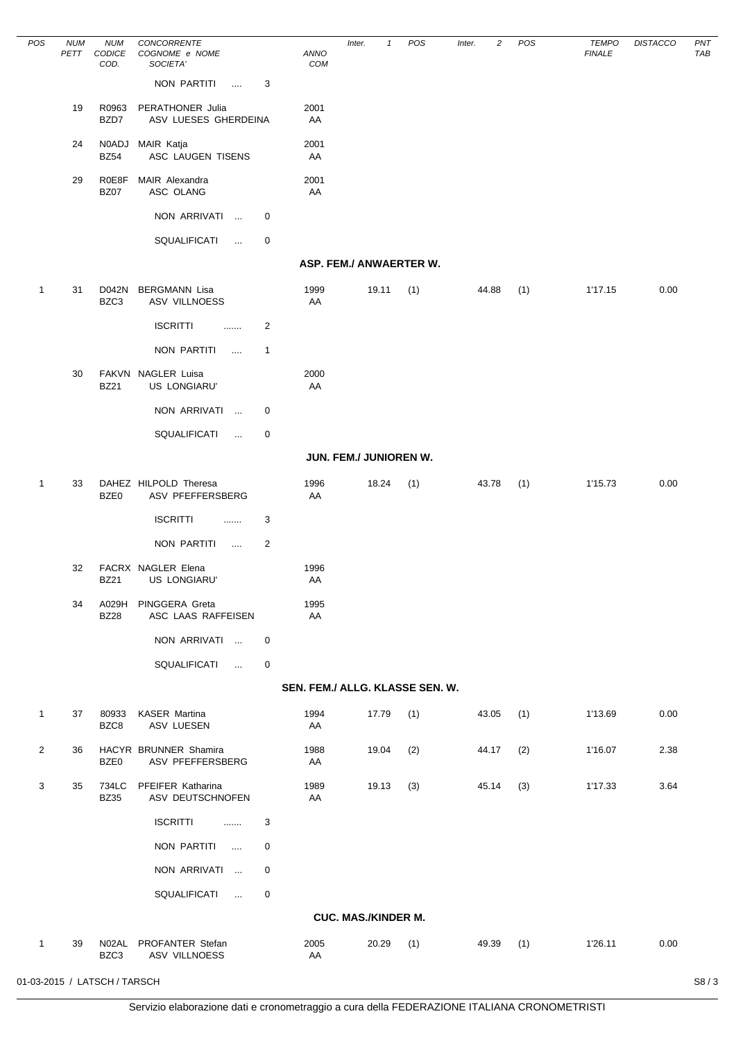| POS | NUM PETT | NUM CODICE COD. | CONCORRENTE COGNOME e NOME SOCIETA' | ANNO COM | Inter. 1 | POS | Inter. 2 | POS | TEMPO FINALE | DISTACCO | PNT TAB |
|---|---|---|---|---|---|---|---|---|---|---|---|
| | | | NON PARTITI .... 3 | | | | | | | | |
| | 19 | R0963 BZD7 | PERATHONER Julia ASV LUESES GHERDEINA | 2001 AA | | | | | | | |
| | 24 | N0ADJ BZ54 | MAIR Katja ASC LAUGEN TISENS | 2001 AA | | | | | | | |
| | 29 | R0E8F BZ07 | MAIR Alexandra ASC OLANG | 2001 AA | | | | | | | |
| | | | NON ARRIVATI ... 0 | | | | | | | | |
| | | | SQUALIFICATI ... 0 | | | | | | | | |
| | | | **ASP. FEM./ ANWAERTER W.** | | | | | | | | |
| 1 | 31 | D042N BZC3 | BERGMANN Lisa ASV VILLNOESS | 1999 AA | 19.11 | (1) | 44.88 | (1) | 1'17.15 | 0.00 | |
| | | | ISCRITTI ....... 2 | | | | | | | | |
| | | | NON PARTITI .... 1 | | | | | | | | |
| | 30 | FAKVN BZ21 | NAGLER Luisa US LONGIARU' | 2000 AA | | | | | | | |
| | | | NON ARRIVATI ... 0 | | | | | | | | |
| | | | SQUALIFICATI ... 0 | | | | | | | | |
| | | | **JUN. FEM./ JUNIOREN W.** | | | | | | | | |
| 1 | 33 | DAHEZ BZE0 | HILPOLD Theresa ASV PFEFFERSBERG | 1996 AA | 18.24 | (1) | 43.78 | (1) | 1'15.73 | 0.00 | |
| | | | ISCRITTI ....... 3 | | | | | | | | |
| | | | NON PARTITI .... 2 | | | | | | | | |
| | 32 | FACRX BZ21 | NAGLER Elena US LONGIARU' | 1996 AA | | | | | | | |
| | 34 | A029H BZ28 | PINGGERA Greta ASC LAAS RAFFEISEN | 1995 AA | | | | | | | |
| | | | NON ARRIVATI ... 0 | | | | | | | | |
| | | | SQUALIFICATI ... 0 | | | | | | | | |
| | | | **SEN. FEM./ ALLG. KLASSE SEN. W.** | | | | | | | | |
| 1 | 37 | 80933 BZC8 | KASER Martina ASV LUESEN | 1994 AA | 17.79 | (1) | 43.05 | (1) | 1'13.69 | 0.00 | |
| 2 | 36 | HACYR BZE0 | BRUNNER Shamira ASV PFEFFERSBERG | 1988 AA | 19.04 | (2) | 44.17 | (2) | 1'16.07 | 2.38 | |
| 3 | 35 | 734LC BZ35 | PFEIFER Katharina ASV DEUTSCHNOFEN | 1989 AA | 19.13 | (3) | 45.14 | (3) | 1'17.33 | 3.64 | |
| | | | ISCRITTI ....... 3 | | | | | | | | |
| | | | NON PARTITI .... 0 | | | | | | | | |
| | | | NON ARRIVATI ... 0 | | | | | | | | |
| | | | SQUALIFICATI ... 0 | | | | | | | | |
| | | | **CUC. MAS./KINDER M.** | | | | | | | | |
| 1 | 39 | N02AL BZC3 | PROFANTER Stefan ASV VILLNOESS | 2005 AA | 20.29 | (1) | 49.39 | (1) | 1'26.11 | 0.00 | |

01-03-2015 / LATSCH / TARSCH

Servizio elaborazione dati e cronometraggio a cura della FEDERAZIONE ITALIANA CRONOMETRISTI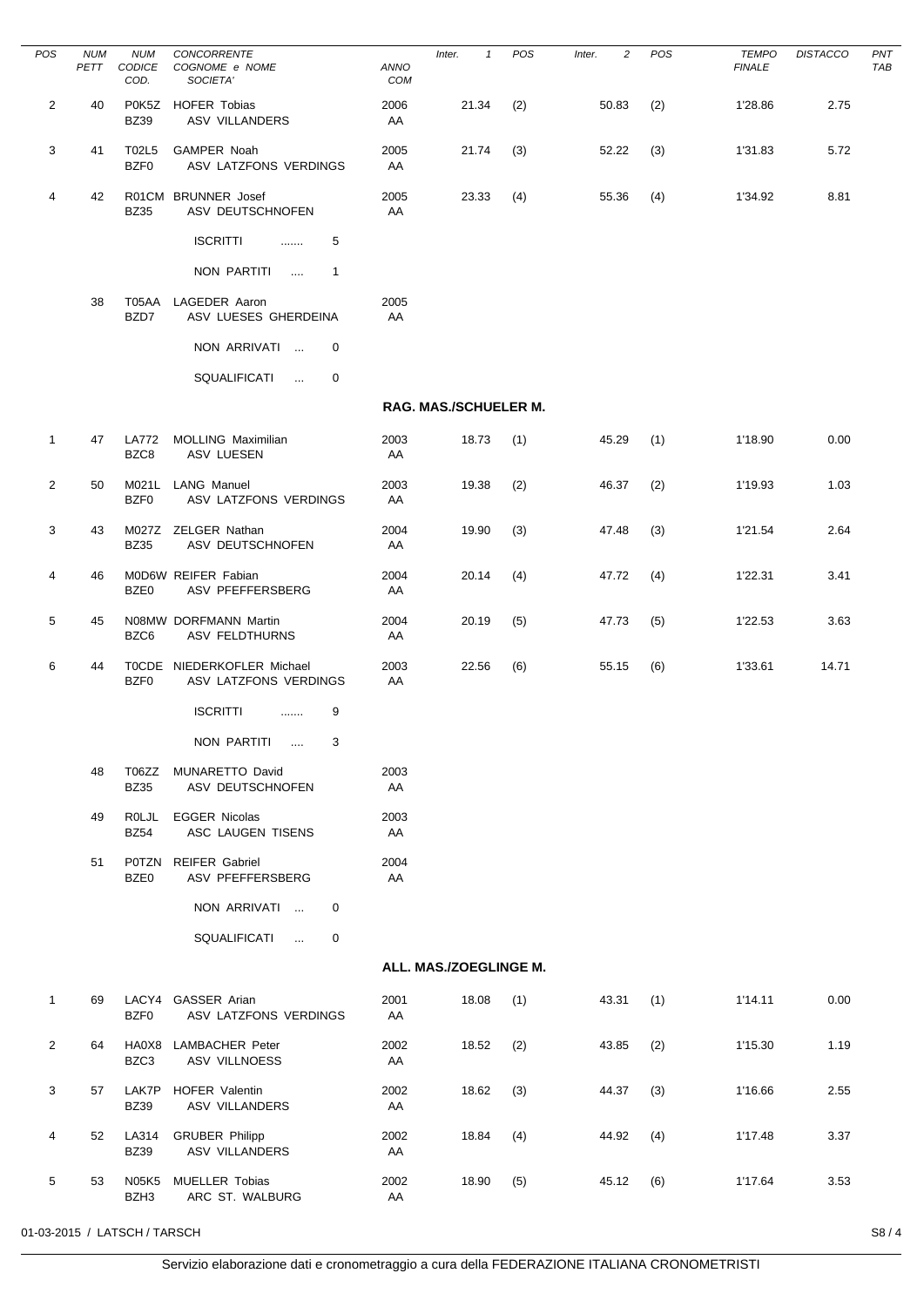| POS | NUM PETT | NUM CODICE COD. | CONCORRENTE COGNOME e NOME SOCIETA' | ANNO COM | Inter. 1 | POS | Inter. 2 | POS | TEMPO FINALE | DISTACCO | PNT TAB |
|---|---|---|---|---|---|---|---|---|---|---|---|
| 2 | 40 | P0K5Z BZ39 | HOFER Tobias ASV VILLANDERS | 2006 AA | 21.34 | (2) | 50.83 | (2) | 1'28.86 | 2.75 | |
| 3 | 41 | T02L5 BZF0 | GAMPER Noah ASV LATZFONS VERDINGS | 2005 AA | 21.74 | (3) | 52.22 | (3) | 1'31.83 | 5.72 | |
| 4 | 42 | R01CM BZ35 | BRUNNER Josef ASV DEUTSCHNOFEN | 2005 AA | 23.33 | (4) | 55.36 | (4) | 1'34.92 | 8.81 | |
| | | | ISCRITTI ....... 5 | | | | | | | | |
| | | | NON PARTITI .... 1 | | | | | | | | |
| | 38 | T05AA BZD7 | LAGEDER Aaron ASV LUESES GHERDEINA | 2005 AA | | | | | | | |
| | | | NON ARRIVATI ... 0 | | | | | | | | |
| | | | SQUALIFICATI ... 0 | | | | | | | | |

**RAG. MAS./SCHUELER M.**

| POS | NUM PETT | NUM CODICE COD. | CONCORRENTE COGNOME e NOME SOCIETA' | ANNO COM | Inter. 1 | POS | Inter. 2 | POS | TEMPO FINALE | DISTACCO | PNT TAB |
|---|---|---|---|---|---|---|---|---|---|---|---|
| 1 | 47 | LA772 BZC8 | MOLLING Maximilian ASV LUESEN | 2003 AA | 18.73 | (1) | 45.29 | (1) | 1'18.90 | 0.00 | |
| 2 | 50 | M021L BZF0 | LANG Manuel ASV LATZFONS VERDINGS | 2003 AA | 19.38 | (2) | 46.37 | (2) | 1'19.93 | 1.03 | |
| 3 | 43 | M027Z BZ35 | ZELGER Nathan ASV DEUTSCHNOFEN | 2004 AA | 19.90 | (3) | 47.48 | (3) | 1'21.54 | 2.64 | |
| 4 | 46 | M0D6W BZE0 | REIFER Fabian ASV PFEFFERSBERG | 2004 AA | 20.14 | (4) | 47.72 | (4) | 1'22.31 | 3.41 | |
| 5 | 45 | N08MW BZC6 | DORFMANN Martin ASV FELDTHURNS | 2004 AA | 20.19 | (5) | 47.73 | (5) | 1'22.53 | 3.63 | |
| 6 | 44 | T0CDE BZF0 | NIEDERKOFLER Michael ASV LATZFONS VERDINGS | 2003 AA | 22.56 | (6) | 55.15 | (6) | 1'33.61 | 14.71 | |
| | | | ISCRITTI ....... 9 | | | | | | | | |
| | | | NON PARTITI .... 3 | | | | | | | | |
| | 48 | T06ZZ BZ35 | MUNARETTO David ASV DEUTSCHNOFEN | 2003 AA | | | | | | | |
| | 49 | R0LJL BZ54 | EGGER Nicolas ASC LAUGEN TISENS | 2003 AA | | | | | | | |
| | 51 | P0TZN BZE0 | REIFER Gabriel ASV PFEFFERSBERG | 2004 AA | | | | | | | |
| | | | NON ARRIVATI ... 0 | | | | | | | | |
| | | | SQUALIFICATI ... 0 | | | | | | | | |

**ALL. MAS./ZOEGLINGE M.**

| POS | NUM PETT | NUM CODICE COD. | CONCORRENTE COGNOME e NOME SOCIETA' | ANNO COM | Inter. 1 | POS | Inter. 2 | POS | TEMPO FINALE | DISTACCO | PNT TAB |
|---|---|---|---|---|---|---|---|---|---|---|---|
| 1 | 69 | LACY4 BZF0 | GASSER Arian ASV LATZFONS VERDINGS | 2001 AA | 18.08 | (1) | 43.31 | (1) | 1'14.11 | 0.00 | |
| 2 | 64 | HA0X8 BZC3 | LAMBACHER Peter ASV VILLNOESS | 2002 AA | 18.52 | (2) | 43.85 | (2) | 1'15.30 | 1.19 | |
| 3 | 57 | LAK7P BZ39 | HOFER Valentin ASV VILLANDERS | 2002 AA | 18.62 | (3) | 44.37 | (3) | 1'16.66 | 2.55 | |
| 4 | 52 | LA314 BZ39 | GRUBER Philipp ASV VILLANDERS | 2002 AA | 18.84 | (4) | 44.92 | (4) | 1'17.48 | 3.37 | |
| 5 | 53 | N05K5 BZH3 | MUELLER Tobias ARC ST. WALBURG | 2002 AA | 18.90 | (5) | 45.12 | (6) | 1'17.64 | 3.53 | |

01-03-2015 / LATSCH / TARSCH

Servizio elaborazione dati e cronometraggio a cura della FEDERAZIONE ITALIANA CRONOMETRISTI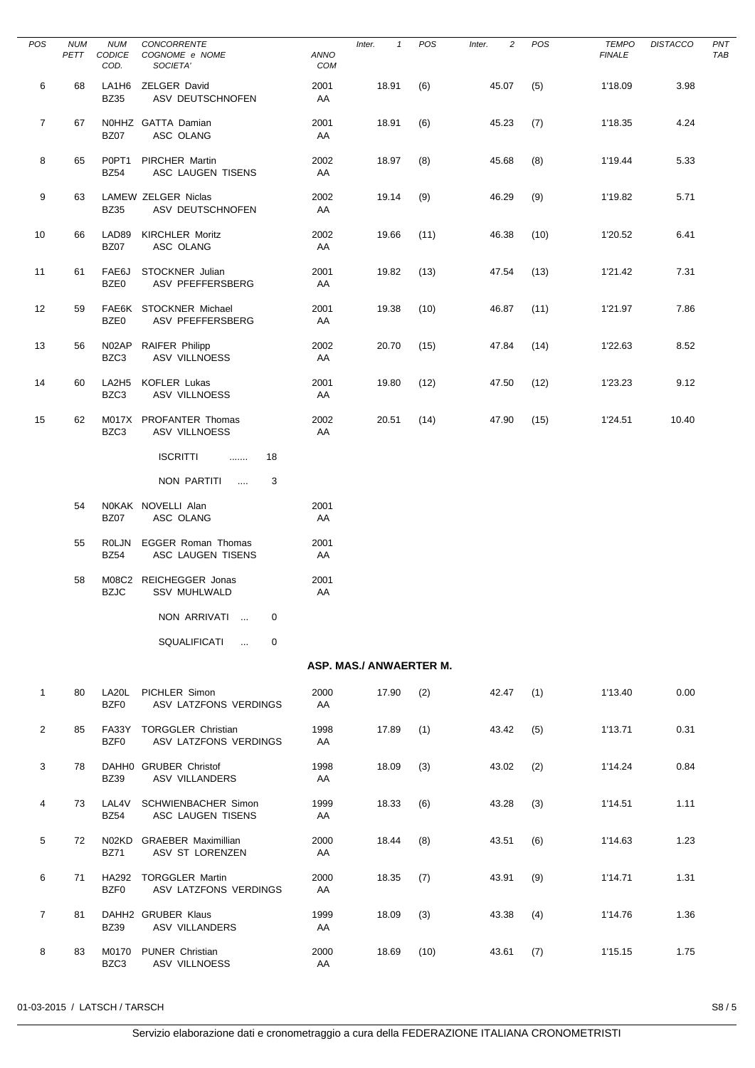| POS | NUM PETT | NUM CODICE COD. | CONCORRENTE COGNOME e NOME SOCIETA' | ANNO COM | Inter. 1 | POS | Inter. 2 | POS | TEMPO FINALE | DISTACCO | PNT TAB |
|---|---|---|---|---|---|---|---|---|---|---|---|
| 6 | 68 | LA1H6 BZ35 | ZELGER David ASV DEUTSCHNOFEN | 2001 AA | 18.91 | (6) | 45.07 | (5) | 1'18.09 | 3.98 | |
| 7 | 67 | N0HHZ BZ07 | GATTA Damian ASC OLANG | 2001 AA | 18.91 | (6) | 45.23 | (7) | 1'18.35 | 4.24 | |
| 8 | 65 | P0PT1 BZ54 | PIRCHER Martin ASC LAUGEN TISENS | 2002 AA | 18.97 | (8) | 45.68 | (8) | 1'19.44 | 5.33 | |
| 9 | 63 | LAMEW BZ35 | ZELGER Niclas ASV DEUTSCHNOFEN | 2002 AA | 19.14 | (9) | 46.29 | (9) | 1'19.82 | 5.71 | |
| 10 | 66 | LAD89 BZ07 | KIRCHLER Moritz ASC OLANG | 2002 AA | 19.66 | (11) | 46.38 | (10) | 1'20.52 | 6.41 | |
| 11 | 61 | FAE6J BZE0 | STOCKNER Julian ASV PFEFFERSBERG | 2001 AA | 19.82 | (13) | 47.54 | (13) | 1'21.42 | 7.31 | |
| 12 | 59 | FAE6K BZE0 | STOCKNER Michael ASV PFEFFERSBERG | 2001 AA | 19.38 | (10) | 46.87 | (11) | 1'21.97 | 7.86 | |
| 13 | 56 | N02AP BZC3 | RAIFER Philipp ASV VILLNOESS | 2002 AA | 20.70 | (15) | 47.84 | (14) | 1'22.63 | 8.52 | |
| 14 | 60 | LA2H5 BZC3 | KOFLER Lukas ASV VILLNOESS | 2001 AA | 19.80 | (12) | 47.50 | (12) | 1'23.23 | 9.12 | |
| 15 | 62 | M017X BZC3 | PROFANTER Thomas ASV VILLNOESS | 2002 AA | 20.51 | (14) | 47.90 | (15) | 1'24.51 | 10.40 | |

ISCRITTI ....... 18

NON PARTITI .... 3

| NUM PETT | NUM CODICE COD. | CONCORRENTE COGNOME e NOME SOCIETA' | ANNO COM |
|---|---|---|---|
| 54 | N0KAK BZ07 | NOVELLI Alan ASC OLANG | 2001 AA |
| 55 | R0LJN BZ54 | EGGER Roman Thomas ASC LAUGEN TISENS | 2001 AA |
| 58 | M08C2 BZJC | REICHEGGER Jonas SSV MUHLWALD | 2001 AA |

NON ARRIVATI ... 0

SQUALIFICATI ... 0

**ASP. MAS./ ANWAERTER M.**

| POS | NUM PETT | NUM CODICE COD. | CONCORRENTE COGNOME e NOME SOCIETA' | ANNO COM | Inter. 1 | POS | Inter. 2 | POS | TEMPO FINALE | DISTACCO | PNT TAB |
|---|---|---|---|---|---|---|---|---|---|---|---|
| 1 | 80 | LA20L BZF0 | PICHLER Simon ASV LATZFONS VERDINGS | 2000 AA | 17.90 | (2) | 42.47 | (1) | 1'13.40 | 0.00 | |
| 2 | 85 | FA33Y BZF0 | TORGGLER Christian ASV LATZFONS VERDINGS | 1998 AA | 17.89 | (1) | 43.42 | (5) | 1'13.71 | 0.31 | |
| 3 | 78 | DAHH0 BZ39 | GRUBER Christof ASV VILLANDERS | 1998 AA | 18.09 | (3) | 43.02 | (2) | 1'14.24 | 0.84 | |
| 4 | 73 | LAL4V BZ54 | SCHWIENBACHER Simon ASC LAUGEN TISENS | 1999 AA | 18.33 | (6) | 43.28 | (3) | 1'14.51 | 1.11 | |
| 5 | 72 | N02KD BZ71 | GRAEBER Maximillian ASV ST LORENZEN | 2000 AA | 18.44 | (8) | 43.51 | (6) | 1'14.63 | 1.23 | |
| 6 | 71 | HA292 BZF0 | TORGGLER Martin ASV LATZFONS VERDINGS | 2000 AA | 18.35 | (7) | 43.91 | (9) | 1'14.71 | 1.31 | |
| 7 | 81 | DAHH2 BZ39 | GRUBER Klaus ASV VILLANDERS | 1999 AA | 18.09 | (3) | 43.38 | (4) | 1'14.76 | 1.36 | |
| 8 | 83 | M0170 BZC3 | PUNER Christian ASV VILLNOESS | 2000 AA | 18.69 | (10) | 43.61 | (7) | 1'15.15 | 1.75 | |

01-03-2015 / LATSCH / TARSCH

Servizio elaborazione dati e cronometraggio a cura della FEDERAZIONE ITALIANA CRONOMETRISTI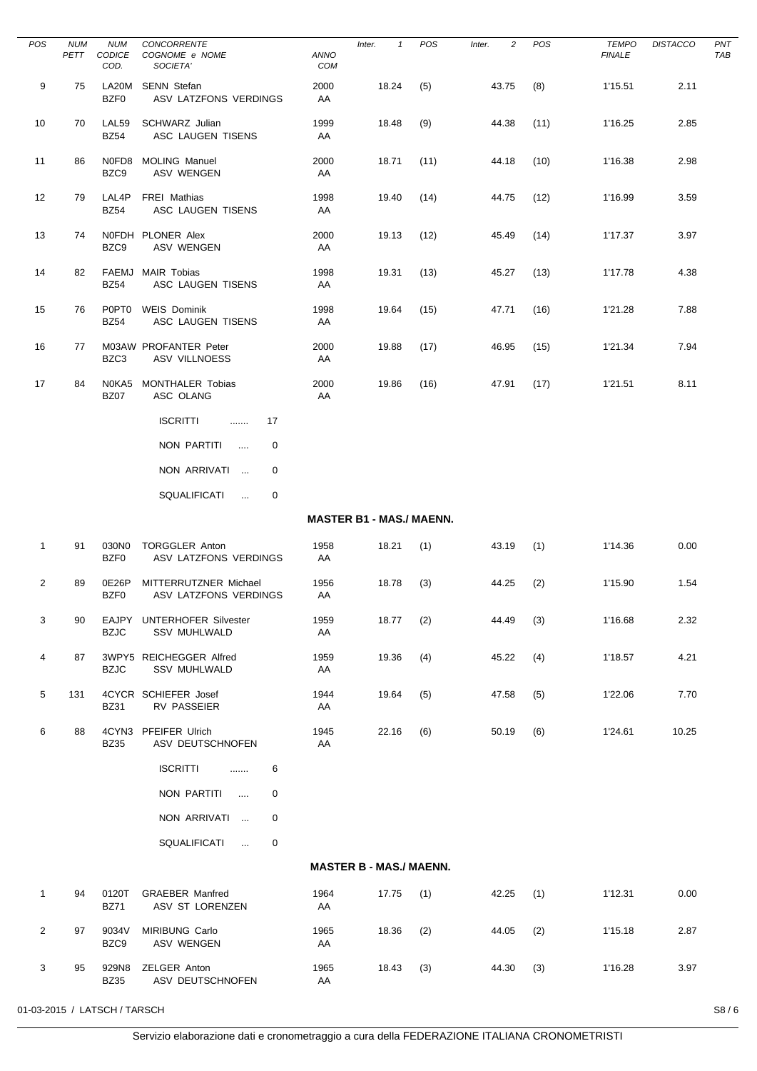| POS | NUM PETT | NUM CODICE COD. | CONCORRENTE COGNOME e NOME SOCIETA' | ANNO COM | Inter. 1 | POS | Inter. 2 | POS | TEMPO FINALE | DISTACCO | PNT TAB |
|---|---|---|---|---|---|---|---|---|---|---|---|
| 9 | 75 | LA20M BZF0 | SENN Stefan ASV LATZFONS VERDINGS | 2000 AA | 18.24 | (5) | 43.75 | (8) | 1'15.51 | 2.11 | |
| 10 | 70 | LAL59 BZ54 | SCHWARZ Julian ASC LAUGEN TISENS | 1999 AA | 18.48 | (9) | 44.38 | (11) | 1'16.25 | 2.85 | |
| 11 | 86 | N0FD8 BZC9 | MOLING Manuel ASV WENGEN | 2000 AA | 18.71 | (11) | 44.18 | (10) | 1'16.38 | 2.98 | |
| 12 | 79 | LAL4P BZ54 | FREI Mathias ASC LAUGEN TISENS | 1998 AA | 19.40 | (14) | 44.75 | (12) | 1'16.99 | 3.59 | |
| 13 | 74 | N0FDH BZC9 | PLONER Alex ASV WENGEN | 2000 AA | 19.13 | (12) | 45.49 | (14) | 1'17.37 | 3.97 | |
| 14 | 82 | FAEMJ BZ54 | MAIR Tobias ASC LAUGEN TISENS | 1998 AA | 19.31 | (13) | 45.27 | (13) | 1'17.78 | 4.38 | |
| 15 | 76 | P0PT0 BZ54 | WEIS Dominik ASC LAUGEN TISENS | 1998 AA | 19.64 | (15) | 47.71 | (16) | 1'21.28 | 7.88 | |
| 16 | 77 | M03AW BZC3 | PROFANTER Peter ASV VILLNOESS | 2000 AA | 19.88 | (17) | 46.95 | (15) | 1'21.34 | 7.94 | |
| 17 | 84 | N0KA5 BZ07 | MONTHALER Tobias ASC OLANG | 2000 AA | 19.86 | (16) | 47.91 | (17) | 1'21.51 | 8.11 | |

ISCRITTI ....... 17

NON PARTITI .... 0

NON ARRIVATI ... 0

SQUALIFICATI ... 0

**MASTER B1 - MAS./ MAENN.**

| POS | NUM PETT | NUM CODICE COD. | CONCORRENTE COGNOME e NOME SOCIETA' | ANNO COM | Inter. 1 | POS | Inter. 2 | POS | TEMPO FINALE | DISTACCO | PNT TAB |
|---|---|---|---|---|---|---|---|---|---|---|---|
| 1 | 91 | 030N0 BZF0 | TORGGLER Anton ASV LATZFONS VERDINGS | 1958 AA | 18.21 | (1) | 43.19 | (1) | 1'14.36 | 0.00 | |
| 2 | 89 | 0E26P BZF0 | MITTERRUTZNER Michael ASV LATZFONS VERDINGS | 1956 AA | 18.78 | (3) | 44.25 | (2) | 1'15.90 | 1.54 | |
| 3 | 90 | EAJPY BZJC | UNTERHOFER Silvester SSV MUHLWALD | 1959 AA | 18.77 | (2) | 44.49 | (3) | 1'16.68 | 2.32 | |
| 4 | 87 | 3WPY5 BZJC | REICHEGGER Alfred SSV MUHLWALD | 1959 AA | 19.36 | (4) | 45.22 | (4) | 1'18.57 | 4.21 | |
| 5 | 131 | 4CYCR BZ31 | SCHIEFER Josef RV PASSEIER | 1944 AA | 19.64 | (5) | 47.58 | (5) | 1'22.06 | 7.70 | |
| 6 | 88 | 4CYN3 BZ35 | PFEIFER Ulrich ASV DEUTSCHNOFEN | 1945 AA | 22.16 | (6) | 50.19 | (6) | 1'24.61 | 10.25 | |

ISCRITTI ....... 6

NON PARTITI .... 0

NON ARRIVATI ... 0

SQUALIFICATI ... 0

**MASTER B - MAS./ MAENN.**

| POS | NUM PETT | NUM CODICE COD. | CONCORRENTE COGNOME e NOME SOCIETA' | ANNO COM | Inter. 1 | POS | Inter. 2 | POS | TEMPO FINALE | DISTACCO | PNT TAB |
|---|---|---|---|---|---|---|---|---|---|---|---|
| 1 | 94 | 0120T BZ71 | GRAEBER Manfred ASV ST LORENZEN | 1964 AA | 17.75 | (1) | 42.25 | (1) | 1'12.31 | 0.00 | |
| 2 | 97 | 9034V BZC9 | MIRIBUNG Carlo ASV WENGEN | 1965 AA | 18.36 | (2) | 44.05 | (2) | 1'15.18 | 2.87 | |
| 3 | 95 | 929N8 BZ35 | ZELGER Anton ASV DEUTSCHNOFEN | 1965 AA | 18.43 | (3) | 44.30 | (3) | 1'16.28 | 3.97 | |

01-03-2015 / LATSCH / TARSCH

Servizio elaborazione dati e cronometraggio a cura della FEDERAZIONE ITALIANA CRONOMETRISTI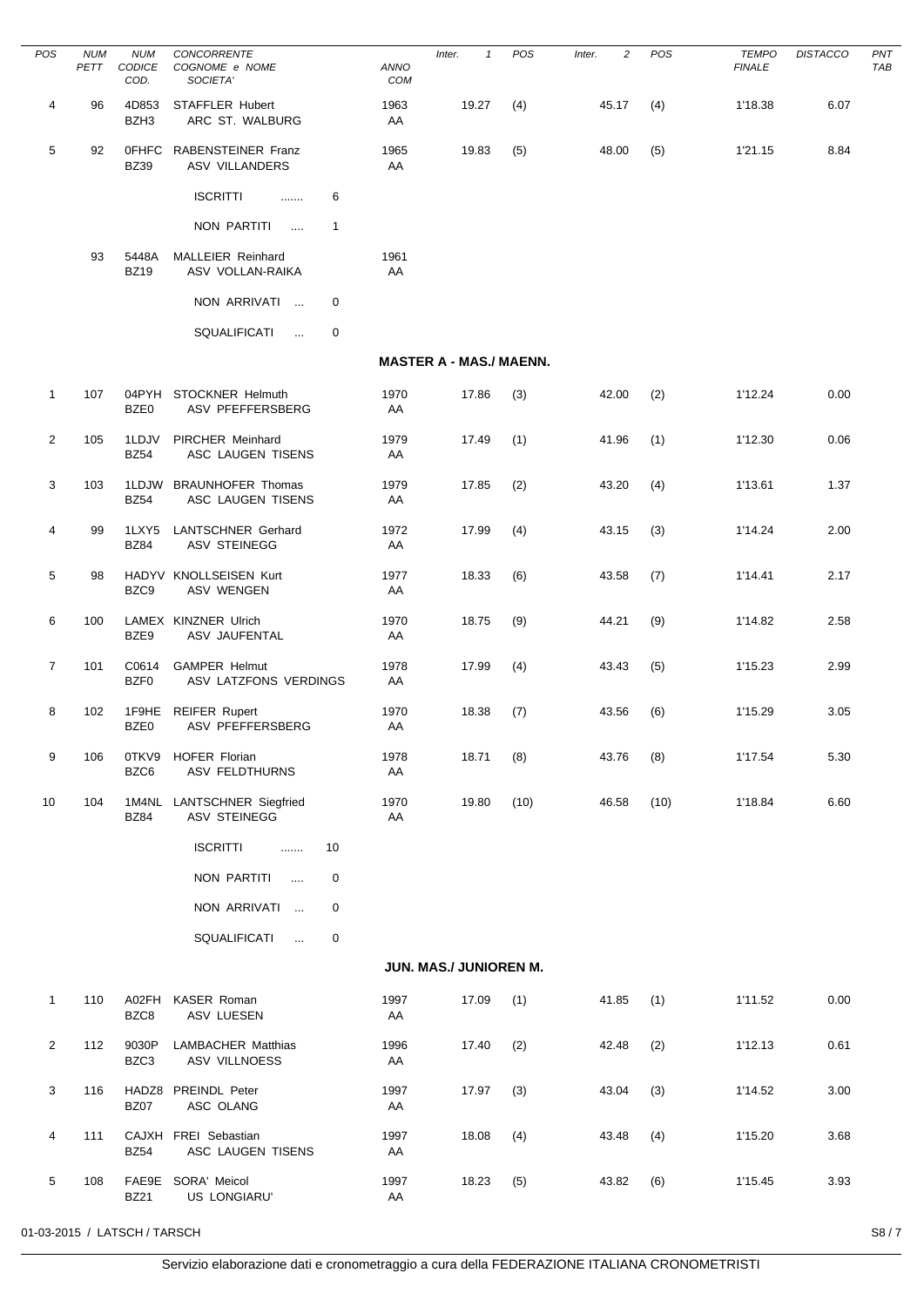| POS | NUM PETT | NUM CODICE COD. | CONCORRENTE COGNOME e NOME SOCIETA' | ANNO COM | Inter. 1 | POS | Inter. 2 | POS | TEMPO FINALE | DISTACCO | PNT TAB |
|---|---|---|---|---|---|---|---|---|---|---|---|
| 4 | 96 | 4D853 BZH3 | STAFFLER Hubert ARC ST. WALBURG | 1963 AA | 19.27 | (4) | 45.17 | (4) | 1'18.38 | 6.07 | |
| 5 | 92 | 0FHFC BZ39 | RABENSTEINER Franz ASV VILLANDERS | 1965 AA | 19.83 | (5) | 48.00 | (5) | 1'21.15 | 8.84 | |
| | | | ISCRITTI ....... 6 | | | | | | | | |
| | | | NON PARTITI .... 1 | | | | | | | | |
| | 93 | 5448A BZ19 | MALLEIER Reinhard ASV VOLLAN-RAIKA | 1961 AA | | | | | | | |
| | | | NON ARRIVATI ... 0 | | | | | | | | |
| | | | SQUALIFICATI ... 0 | | | | | | | | |

**MASTER A - MAS./ MAENN.**

| POS | NUM PETT | NUM CODICE COD. | CONCORRENTE COGNOME e NOME SOCIETA' | ANNO COM | Inter. 1 | POS | Inter. 2 | POS | TEMPO FINALE | DISTACCO | PNT TAB |
|---|---|---|---|---|---|---|---|---|---|---|---|
| 1 | 107 | 04PYH BZE0 | STOCKNER Helmuth ASV PFEFFERSBERG | 1970 AA | 17.86 | (3) | 42.00 | (2) | 1'12.24 | 0.00 | |
| 2 | 105 | 1LDJV BZ54 | PIRCHER Meinhard ASC LAUGEN TISENS | 1979 AA | 17.49 | (1) | 41.96 | (1) | 1'12.30 | 0.06 | |
| 3 | 103 | 1LDJW BZ54 | BRAUNHOFER Thomas ASC LAUGEN TISENS | 1979 AA | 17.85 | (2) | 43.20 | (4) | 1'13.61 | 1.37 | |
| 4 | 99 | 1LXY5 BZ84 | LANTSCHNER Gerhard ASV STEINEGG | 1972 AA | 17.99 | (4) | 43.15 | (3) | 1'14.24 | 2.00 | |
| 5 | 98 | HADYV BZC9 | KNOLLSEISEN Kurt ASV WENGEN | 1977 AA | 18.33 | (6) | 43.58 | (7) | 1'14.41 | 2.17 | |
| 6 | 100 | LAMEX BZE9 | KINZNER Ulrich ASV JAUFENTAL | 1970 AA | 18.75 | (9) | 44.21 | (9) | 1'14.82 | 2.58 | |
| 7 | 101 | C0614 BZF0 | GAMPER Helmut ASV LATZFONS VERDINGS | 1978 AA | 17.99 | (4) | 43.43 | (5) | 1'15.23 | 2.99 | |
| 8 | 102 | 1F9HE BZE0 | REIFER Rupert ASV PFEFFERSBERG | 1970 AA | 18.38 | (7) | 43.56 | (6) | 1'15.29 | 3.05 | |
| 9 | 106 | 0TKV9 BZC6 | HOFER Florian ASV FELDTHURNS | 1978 AA | 18.71 | (8) | 43.76 | (8) | 1'17.54 | 5.30 | |
| 10 | 104 | 1M4NL BZ84 | LANTSCHNER Siegfried ASV STEINEGG | 1970 AA | 19.80 | (10) | 46.58 | (10) | 1'18.84 | 6.60 | |
| | | | ISCRITTI ....... 10 | | | | | | | | |
| | | | NON PARTITI .... 0 | | | | | | | | |
| | | | NON ARRIVATI ... 0 | | | | | | | | |
| | | | SQUALIFICATI ... 0 | | | | | | | | |

**JUN. MAS./ JUNIOREN M.**

| POS | NUM PETT | NUM CODICE COD. | CONCORRENTE COGNOME e NOME SOCIETA' | ANNO COM | Inter. 1 | POS | Inter. 2 | POS | TEMPO FINALE | DISTACCO | PNT TAB |
|---|---|---|---|---|---|---|---|---|---|---|---|
| 1 | 110 | A02FH BZC8 | KASER Roman ASV LUESEN | 1997 AA | 17.09 | (1) | 41.85 | (1) | 1'11.52 | 0.00 | |
| 2 | 112 | 9030P BZC3 | LAMBACHER Matthias ASV VILLNOESS | 1996 AA | 17.40 | (2) | 42.48 | (2) | 1'12.13 | 0.61 | |
| 3 | 116 | HADZ8 BZ07 | PREINDL Peter ASC OLANG | 1997 AA | 17.97 | (3) | 43.04 | (3) | 1'14.52 | 3.00 | |
| 4 | 111 | CAJXH BZ54 | FREI Sebastian ASC LAUGEN TISENS | 1997 AA | 18.08 | (4) | 43.48 | (4) | 1'15.20 | 3.68 | |
| 5 | 108 | FAE9E BZ21 | SORA' Meicol US LONGIARU' | 1997 AA | 18.23 | (5) | 43.82 | (6) | 1'15.45 | 3.93 | |

01-03-2015 / LATSCH / TARSCH

Servizio elaborazione dati e cronometraggio a cura della FEDERAZIONE ITALIANA CRONOMETRISTI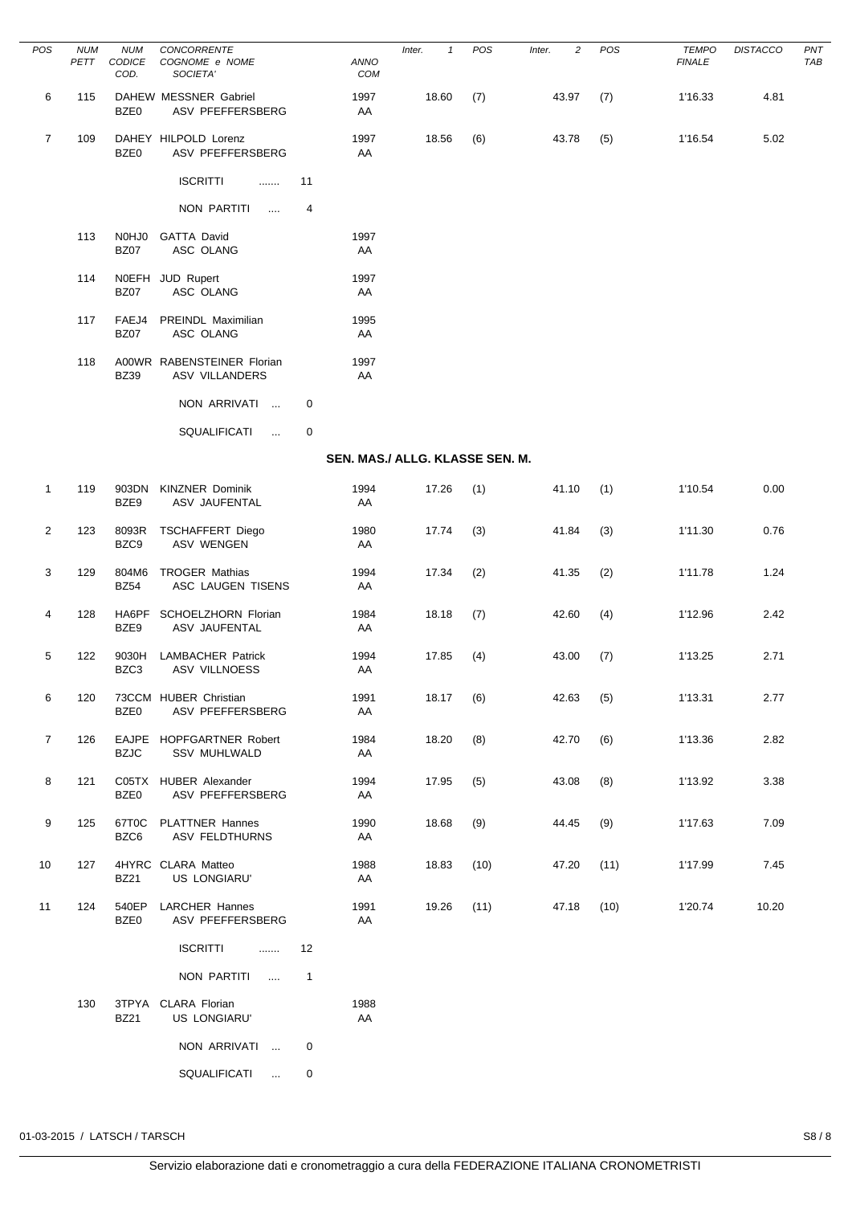| POS | NUM PETT | NUM CODICE COD. | CONCORRENTE COGNOME e NOME SOCIETA' | ANNO COM | Inter. 1 | POS | Inter. 2 | POS | TEMPO FINALE | DISTACCO | PNT TAB |
|---|---|---|---|---|---|---|---|---|---|---|---|
| 6 | 115 | DAHEW BZE0 | MESSNER Gabriel ASV PFEFFERSBERG | 1997 AA | 18.60 | (7) | 43.97 | (7) | 1'16.33 | 4.81 | |
| 7 | 109 | DAHEY BZE0 | HILPOLD Lorenz ASV PFEFFERSBERG | 1997 AA | 18.56 | (6) | 43.78 | (5) | 1'16.54 | 5.02 | |

ISCRITTI ....... 11

NON PARTITI .... 4

| NUM PETT | NUM CODICE COD. | CONCORRENTE COGNOME e NOME SOCIETA' | ANNO COM |
|---|---|---|---|
| 113 | N0HJ0 BZ07 | GATTA David ASC OLANG | 1997 AA |
| 114 | N0EFH BZ07 | JUD Rupert ASC OLANG | 1997 AA |
| 117 | FAEJ4 BZ07 | PREINDL Maximilian ASC OLANG | 1995 AA |
| 118 | A00WR BZ39 | RABENSTEINER Florian ASV VILLANDERS | 1997 AA |

NON ARRIVATI ... 0

SQUALIFICATI ... 0

## SEN. MAS./ ALLG. KLASSE SEN. M.

| POS | NUM PETT | NUM CODICE COD. | CONCORRENTE COGNOME e NOME SOCIETA' | ANNO COM | Inter. 1 | POS | Inter. 2 | POS | TEMPO FINALE | DISTACCO | PNT TAB |
|---|---|---|---|---|---|---|---|---|---|---|---|
| 1 | 119 | 903DN BZE9 | KINZNER Dominik ASV JAUFENTAL | 1994 AA | 17.26 | (1) | 41.10 | (1) | 1'10.54 | 0.00 | |
| 2 | 123 | 8093R BZC9 | TSCHAFFERT Diego ASV WENGEN | 1980 AA | 17.74 | (3) | 41.84 | (3) | 1'11.30 | 0.76 | |
| 3 | 129 | 804M6 BZ54 | TROGER Mathias ASC LAUGEN TISENS | 1994 AA | 17.34 | (2) | 41.35 | (2) | 1'11.78 | 1.24 | |
| 4 | 128 | HA6PF BZE9 | SCHOELZHORN Florian ASV JAUFENTAL | 1984 AA | 18.18 | (7) | 42.60 | (4) | 1'12.96 | 2.42 | |
| 5 | 122 | 9030H BZC3 | LAMBACHER Patrick ASV VILLNOESS | 1994 AA | 17.85 | (4) | 43.00 | (7) | 1'13.25 | 2.71 | |
| 6 | 120 | 73CCM BZE0 | HUBER Christian ASV PFEFFERSBERG | 1991 AA | 18.17 | (6) | 42.63 | (5) | 1'13.31 | 2.77 | |
| 7 | 126 | EAJPE BZJC | HOPFGARTNER Robert SSV MUHLWALD | 1984 AA | 18.20 | (8) | 42.70 | (6) | 1'13.36 | 2.82 | |
| 8 | 121 | C05TX BZE0 | HUBER Alexander ASV PFEFFERSBERG | 1994 AA | 17.95 | (5) | 43.08 | (8) | 1'13.92 | 3.38 | |
| 9 | 125 | 67T0C BZC6 | PLATTNER Hannes ASV FELDTHURNS | 1990 AA | 18.68 | (9) | 44.45 | (9) | 1'17.63 | 7.09 | |
| 10 | 127 | 4HYRC BZ21 | CLARA Matteo US LONGIARU' | 1988 AA | 18.83 | (10) | 47.20 | (11) | 1'17.99 | 7.45 | |
| 11 | 124 | 540EP BZE0 | LARCHER Hannes ASV PFEFFERSBERG | 1991 AA | 19.26 | (11) | 47.18 | (10) | 1'20.74 | 10.20 | |

ISCRITTI ....... 12

NON PARTITI .... 1

| NUM PETT | NUM CODICE COD. | CONCORRENTE COGNOME e NOME SOCIETA' | ANNO COM |
|---|---|---|---|
| 130 | 3TPYA BZ21 | CLARA Florian US LONGIARU' | 1988 AA |

NON ARRIVATI ... 0

SQUALIFICATI ... 0

01-03-2015 / LATSCH / TARSCH

Servizio elaborazione dati e cronometraggio a cura della FEDERAZIONE ITALIANA CRONOMETRISTI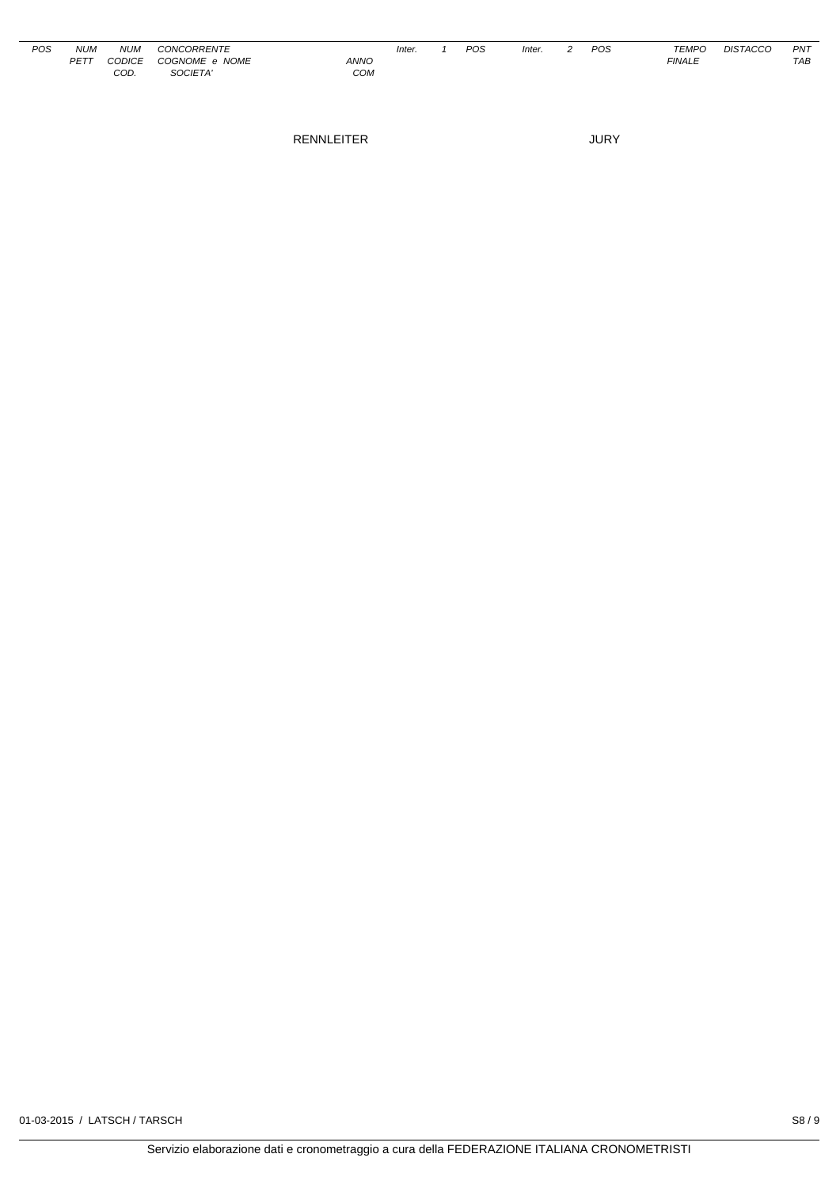| POS | NUM PETT | NUM CODICE COD. | CONCORRENTE COGNOME e NOME SOCIETA' | ANNO COM | Inter. 1 | POS | Inter. 2 | POS | TEMPO FINALE | DISTACCO | PNT TAB |
|---|---|---|---|---|---|---|---|---|---|---|---|

RENNLEITER

JURY

01-03-2015 / LATSCH / TARSCH

S8 / 9

Servizio elaborazione dati e cronometraggio a cura della FEDERAZIONE ITALIANA CRONOMETRISTI